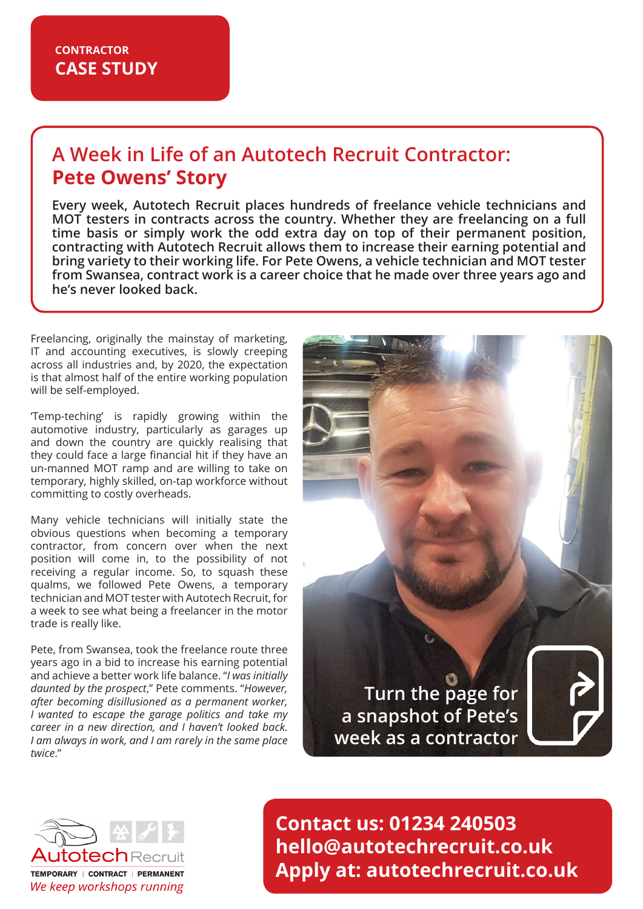CONTRACTOR
**CASE STUDY**

# A Week in Life of an Autotech Recruit Contractor: Pete Owens' Story

**Every week, Autotech Recruit places hundreds of freelance vehicle technicians and MOT testers in contracts across the country. Whether they are freelancing on a full time basis or simply work the odd extra day on top of their permanent position, contracting with Autotech Recruit allows them to increase their earning potential and bring variety to their working life. For Pete Owens, a vehicle technician and MOT tester from Swansea, contract work is a career choice that he made over three years ago and he's never looked back.**

Freelancing, originally the mainstay of marketing, IT and accounting executives, is slowly creeping across all industries and, by 2020, the expectation is that almost half of the entire working population will be self-employed.

'Temp-teching' is rapidly growing within the automotive industry, particularly as garages up and down the country are quickly realising that they could face a large financial hit if they have an un-manned MOT ramp and are willing to take on temporary, highly skilled, on-tap workforce without committing to costly overheads.

Many vehicle technicians will initially state the obvious questions when becoming a temporary contractor, from concern over when the next position will come in, to the possibility of not receiving a regular income. So, to squash these qualms, we followed Pete Owens, a temporary technician and MOT tester with Autotech Recruit, for a week to see what being a freelancer in the motor trade is really like.

Pete, from Swansea, took the freelance route three years ago in a bid to increase his earning potential and achieve a better work life balance. "*I was initially daunted by the prospect*," Pete comments. "*However, after becoming disillusioned as a permanent worker, I wanted to escape the garage politics and take my career in a new direction, and I haven't looked back. I am always in work, and I am rarely in the same place twice*."

Turn the page for a snapshot of Pete's week as a contractor

Autotech Recruit
TEMPORARY | CONTRACT | PERMANENT
*We keep workshops running*

**Contact us: 01234 240503**
**hello@autotechrecruit.co.uk**
**Apply at: autotechrecruit.co.uk**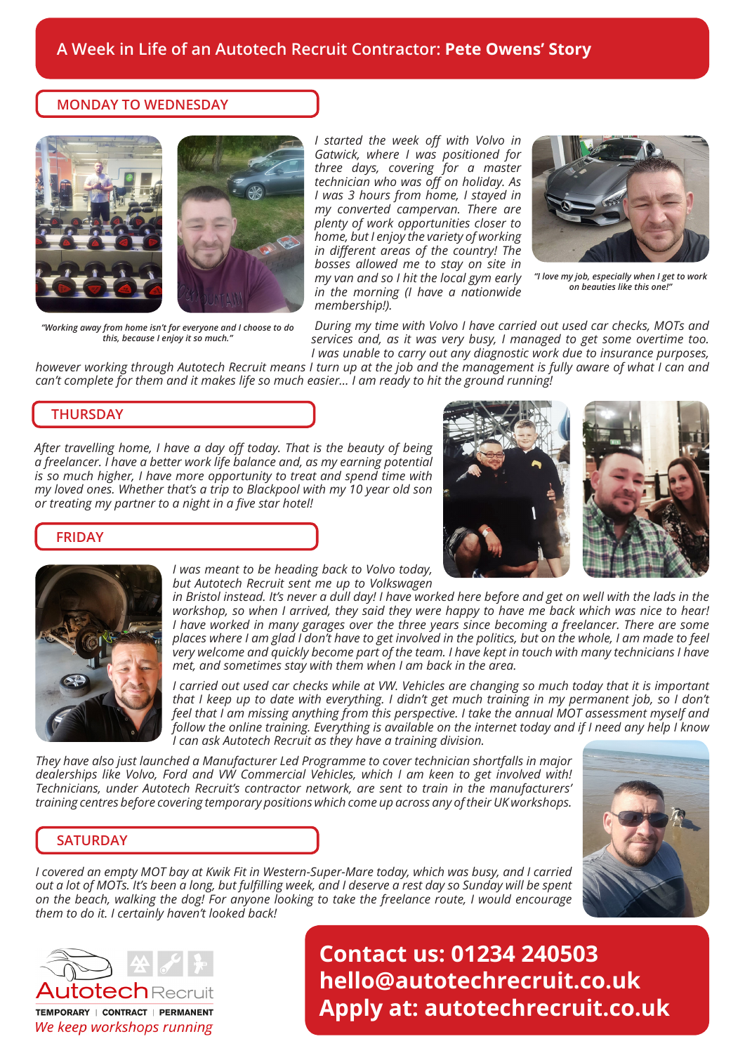# A Week in Life of an Autotech Recruit Contractor: **Pete Owens' Story**

## MONDAY TO WEDNESDAY

*I started the week off with Volvo in Gatwick, where I was positioned for three days, covering for a master technician who was off on holiday. As I was 3 hours from home, I stayed in my converted campervan. There are plenty of work opportunities closer to home, but I enjoy the variety of working in different areas of the country! The bosses allowed me to stay on site in my van and so I hit the local gym early in the morning (I have a nationwide membership!).*

*"I love my job, especially when I get to work on beauties like this one!"*

*"Working away from home isn't for everyone and I choose to do this, because I enjoy it so much."*

*During my time with Volvo I have carried out used car checks, MOTs and services and, as it was very busy, I managed to get some overtime too. I was unable to carry out any diagnostic work due to insurance purposes, however working through Autotech Recruit means I turn up at the job and the management is fully aware of what I can and can't complete for them and it makes life so much easier... I am ready to hit the ground running!*

## THURSDAY

*After travelling home, I have a day off today. That is the beauty of being a freelancer. I have a better work life balance and, as my earning potential is so much higher, I have more opportunity to treat and spend time with my loved ones. Whether that's a trip to Blackpool with my 10 year old son or treating my partner to a night in a five star hotel!*

## FRIDAY

*I was meant to be heading back to Volvo today, but Autotech Recruit sent me up to Volkswagen in Bristol instead. It's never a dull day! I have worked here before and get on well with the lads in the workshop, so when I arrived, they said they were happy to have me back which was nice to hear! I have worked in many garages over the three years since becoming a freelancer. There are some places where I am glad I don't have to get involved in the politics, but on the whole, I am made to feel very welcome and quickly become part of the team. I have kept in touch with many technicians I have met, and sometimes stay with them when I am back in the area.*

*I carried out used car checks while at VW. Vehicles are changing so much today that it is important that I keep up to date with everything. I didn't get much training in my permanent job, so I don't feel that I am missing anything from this perspective. I take the annual MOT assessment myself and follow the online training. Everything is available on the internet today and if I need any help I know I can ask Autotech Recruit as they have a training division.*

*They have also just launched a Manufacturer Led Programme to cover technician shortfalls in major dealerships like Volvo, Ford and VW Commercial Vehicles, which I am keen to get involved with! Technicians, under Autotech Recruit's contractor network, are sent to train in the manufacturers' training centres before covering temporary positions which come up across any of their UK workshops.*

## SATURDAY

*I covered an empty MOT bay at Kwik Fit in Western-Super-Mare today, which was busy, and I carried out a lot of MOTs. It's been a long, but fulfilling week, and I deserve a rest day so Sunday will be spent on the beach, walking the dog! For anyone looking to take the freelance route, I would encourage them to do it. I certainly haven't looked back!*

Autotech Recruit
TEMPORARY | CONTRACT | PERMANENT
*We keep workshops running*

**Contact us: 01234 240503**
**hello@autotechrecruit.co.uk**
**Apply at: autotechrecruit.co.uk**